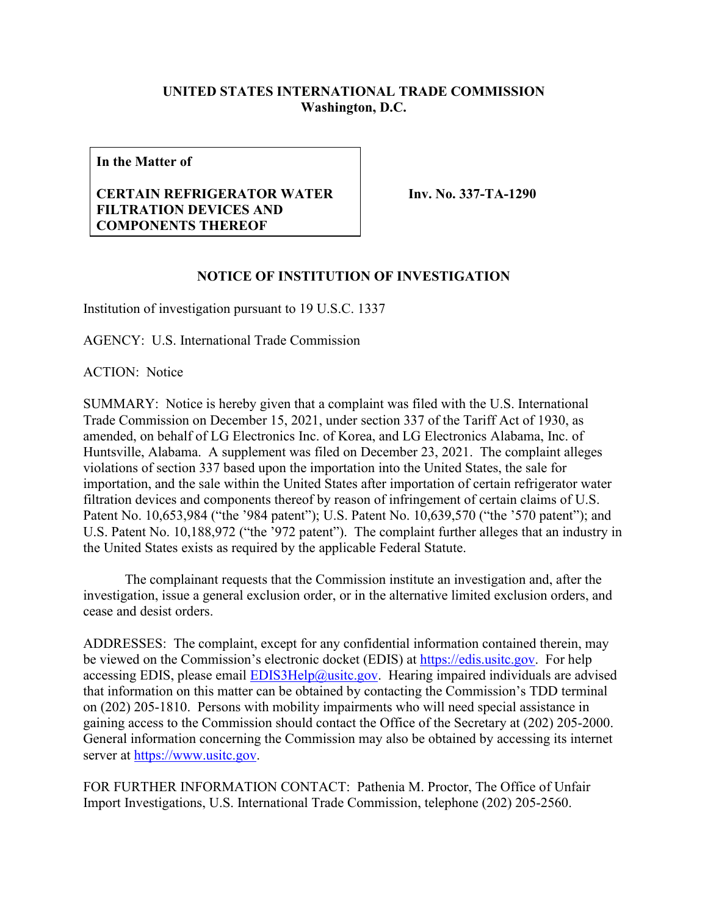**UNITED STATES INTERNATIONAL TRADE COMMISSION**
**Washington, D.C.**

| **In the Matter of** <br><br> **CERTAIN REFRIGERATOR WATER FILTRATION DEVICES AND COMPONENTS THEREOF** | **Inv. No. 337-TA-1290** |
|---|---|

## NOTICE OF INSTITUTION OF INVESTIGATION

Institution of investigation pursuant to 19 U.S.C. 1337

AGENCY: U.S. International Trade Commission

ACTION: Notice

SUMMARY: Notice is hereby given that a complaint was filed with the U.S. International Trade Commission on December 15, 2021, under section 337 of the Tariff Act of 1930, as amended, on behalf of LG Electronics Inc. of Korea, and LG Electronics Alabama, Inc. of Huntsville, Alabama. A supplement was filed on December 23, 2021. The complaint alleges violations of section 337 based upon the importation into the United States, the sale for importation, and the sale within the United States after importation of certain refrigerator water filtration devices and components thereof by reason of infringement of certain claims of U.S. Patent No. 10,653,984 ("the '984 patent"); U.S. Patent No. 10,639,570 ("the '570 patent"); and U.S. Patent No. 10,188,972 ("the '972 patent"). The complaint further alleges that an industry in the United States exists as required by the applicable Federal Statute.

The complainant requests that the Commission institute an investigation and, after the investigation, issue a general exclusion order, or in the alternative limited exclusion orders, and cease and desist orders.

ADDRESSES: The complaint, except for any confidential information contained therein, may be viewed on the Commission's electronic docket (EDIS) at https://edis.usitc.gov. For help accessing EDIS, please email EDIS3Help@usitc.gov. Hearing impaired individuals are advised that information on this matter can be obtained by contacting the Commission's TDD terminal on (202) 205-1810. Persons with mobility impairments who will need special assistance in gaining access to the Commission should contact the Office of the Secretary at (202) 205-2000. General information concerning the Commission may also be obtained by accessing its internet server at https://www.usitc.gov.

FOR FURTHER INFORMATION CONTACT: Pathenia M. Proctor, The Office of Unfair Import Investigations, U.S. International Trade Commission, telephone (202) 205-2560.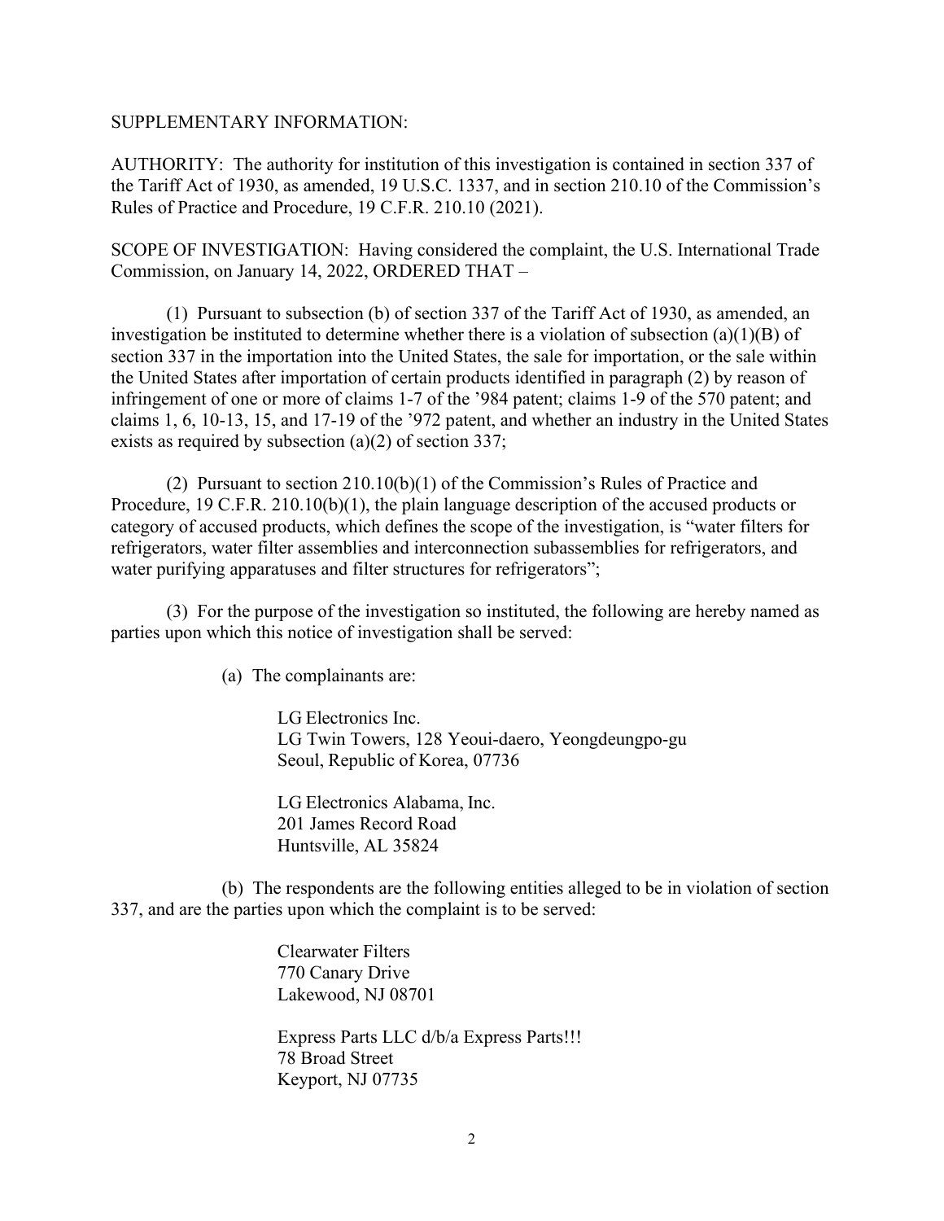SUPPLEMENTARY INFORMATION:

AUTHORITY: The authority for institution of this investigation is contained in section 337 of the Tariff Act of 1930, as amended, 19 U.S.C. 1337, and in section 210.10 of the Commission's Rules of Practice and Procedure, 19 C.F.R. 210.10 (2021).

SCOPE OF INVESTIGATION: Having considered the complaint, the U.S. International Trade Commission, on January 14, 2022, ORDERED THAT –

(1) Pursuant to subsection (b) of section 337 of the Tariff Act of 1930, as amended, an investigation be instituted to determine whether there is a violation of subsection (a)(1)(B) of section 337 in the importation into the United States, the sale for importation, or the sale within the United States after importation of certain products identified in paragraph (2) by reason of infringement of one or more of claims 1-7 of the '984 patent; claims 1-9 of the 570 patent; and claims 1, 6, 10-13, 15, and 17-19 of the '972 patent, and whether an industry in the United States exists as required by subsection (a)(2) of section 337;

(2) Pursuant to section 210.10(b)(1) of the Commission's Rules of Practice and Procedure, 19 C.F.R. 210.10(b)(1), the plain language description of the accused products or category of accused products, which defines the scope of the investigation, is "water filters for refrigerators, water filter assemblies and interconnection subassemblies for refrigerators, and water purifying apparatuses and filter structures for refrigerators";

(3) For the purpose of the investigation so instituted, the following are hereby named as parties upon which this notice of investigation shall be served:

(a) The complainants are:

LG Electronics Inc.
LG Twin Towers, 128 Yeoui-daero, Yeongdeungpo-gu
Seoul, Republic of Korea, 07736

LG Electronics Alabama, Inc.
201 James Record Road
Huntsville, AL 35824

(b) The respondents are the following entities alleged to be in violation of section 337, and are the parties upon which the complaint is to be served:

Clearwater Filters
770 Canary Drive
Lakewood, NJ 08701

Express Parts LLC d/b/a Express Parts!!!
78 Broad Street
Keyport, NJ 07735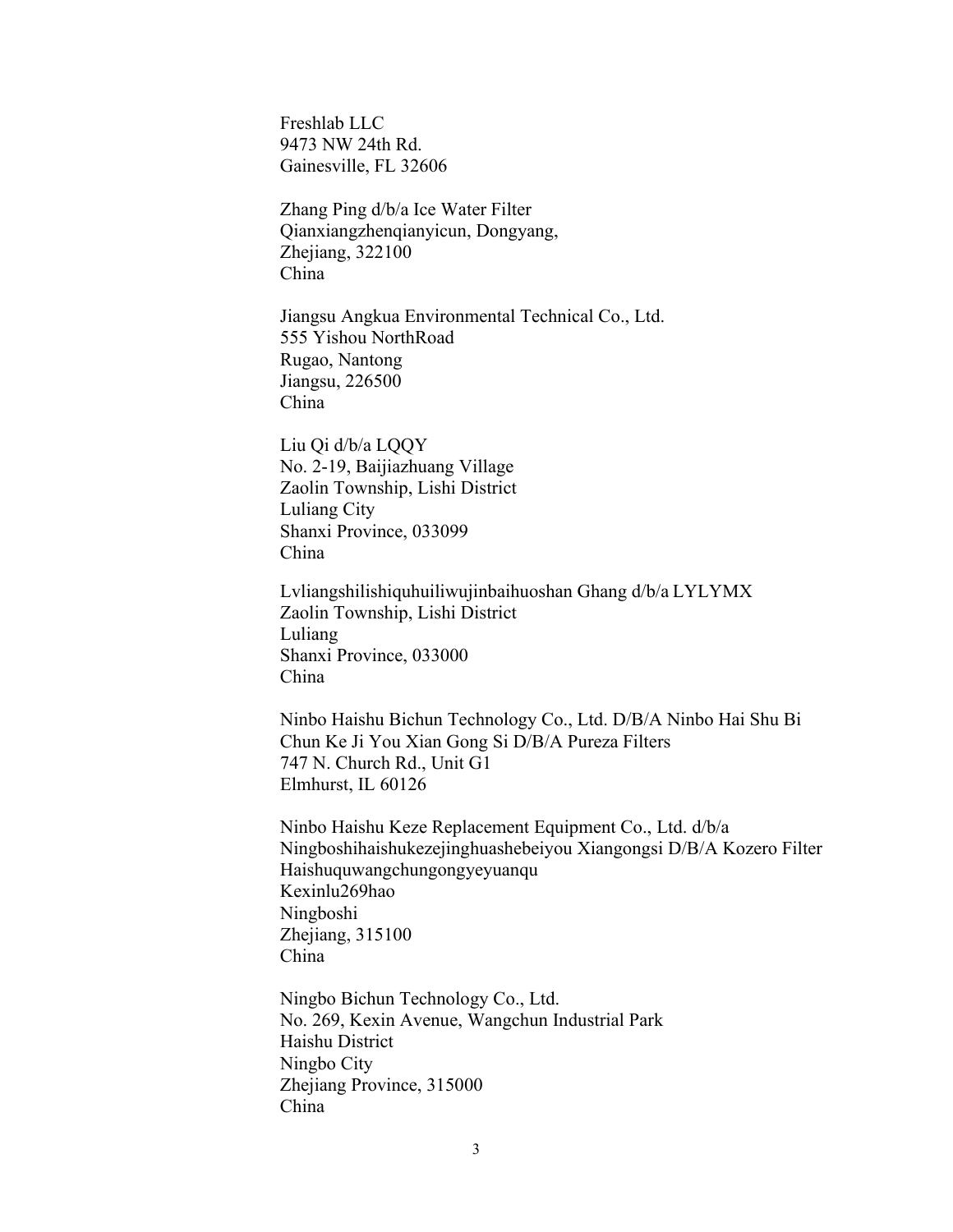Freshlab LLC
9473 NW 24th Rd.
Gainesville, FL 32606

Zhang Ping d/b/a Ice Water Filter
Qianxiangzhenqianyicun, Dongyang,
Zhejiang, 322100
China

Jiangsu Angkua Environmental Technical Co., Ltd.
555 Yishou NorthRoad
Rugao, Nantong
Jiangsu, 226500
China

Liu Qi d/b/a LQQY
No. 2-19, Baijiazhuang Village
Zaolin Township, Lishi District
Luliang City
Shanxi Province, 033099
China

Lvliangshilishiquhuiliwujinbaihuoshan Ghang d/b/a LYLYMX
Zaolin Township, Lishi District
Luliang
Shanxi Province, 033000
China

Ninbo Haishu Bichun Technology Co., Ltd. D/B/A Ninbo Hai Shu Bi Chun Ke Ji You Xian Gong Si D/B/A Pureza Filters
747 N. Church Rd., Unit G1
Elmhurst, IL 60126

Ninbo Haishu Keze Replacement Equipment Co., Ltd. d/b/a Ningboshihaishukezejinghuashebeiyou Xiangongsi D/B/A Kozero Filter
Haishuquwangchungongyeyuanqu
Kexinlu269hao
Ningboshi
Zhejiang, 315100
China

Ningbo Bichun Technology Co., Ltd.
No. 269, Kexin Avenue, Wangchun Industrial Park
Haishu District
Ningbo City
Zhejiang Province, 315000
China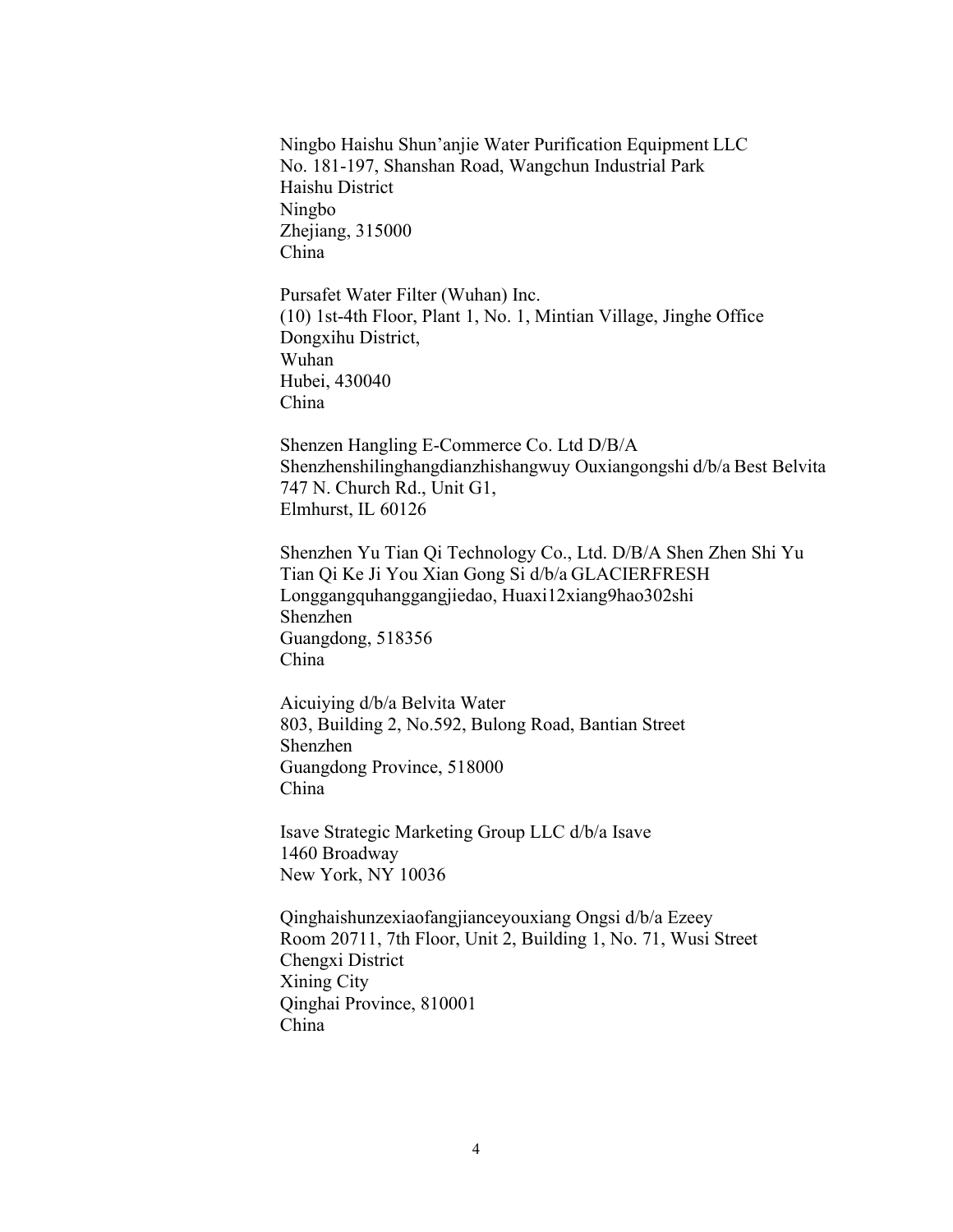Ningbo Haishu Shun'anjie Water Purification Equipment LLC
No. 181-197, Shanshan Road, Wangchun Industrial Park
Haishu District
Ningbo
Zhejiang, 315000
China

Pursafet Water Filter (Wuhan) Inc.
(10) 1st-4th Floor, Plant 1, No. 1, Mintian Village, Jinghe Office
Dongxihu District,
Wuhan
Hubei, 430040
China

Shenzen Hangling E-Commerce Co. Ltd D/B/A
Shenzhenshilinghangdianzhishangwuy Ouxiangongshi d/b/a Best Belvita
747 N. Church Rd., Unit G1,
Elmhurst, IL 60126

Shenzhen Yu Tian Qi Technology Co., Ltd. D/B/A Shen Zhen Shi Yu
Tian Qi Ke Ji You Xian Gong Si d/b/a GLACIERFRESH
Longgangquhanggangjiedao, Huaxi12xiang9hao302shi
Shenzhen
Guangdong, 518356
China

Aicuiying d/b/a Belvita Water
803, Building 2, No.592, Bulong Road, Bantian Street
Shenzhen
Guangdong Province, 518000
China

Isave Strategic Marketing Group LLC d/b/a Isave
1460 Broadway
New York, NY 10036

Qinghaishunzexiaofangjianceyouxiang Ongsi d/b/a Ezeey
Room 20711, 7th Floor, Unit 2, Building 1, No. 71, Wusi Street
Chengxi District
Xining City
Qinghai Province, 810001
China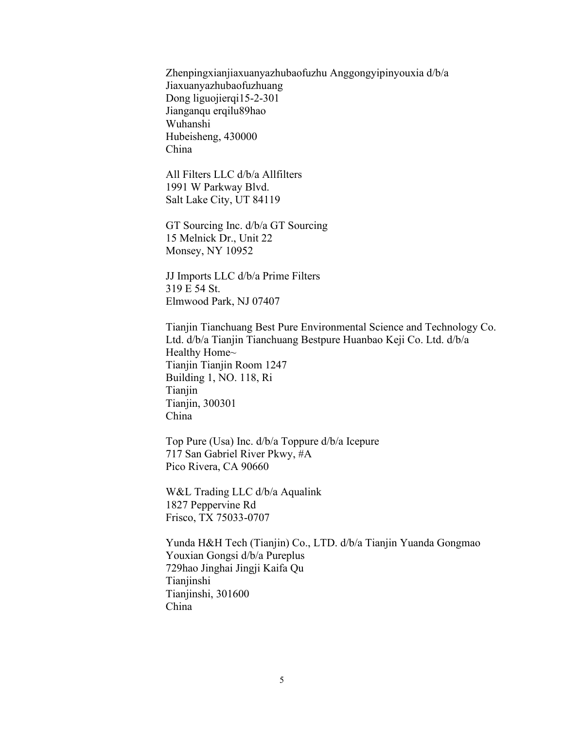Zhenpingxianjiaxuanyazhubaofuzhu Anggongyipinyouxia d/b/a
Jiaxuanyazhubaofuzhuang
Dong liguojierqi15-2-301
Jianganqu erqilu89hao
Wuhanshi
Hubeisheng, 430000
China

All Filters LLC d/b/a Allfilters
1991 W Parkway Blvd.
Salt Lake City, UT 84119

GT Sourcing Inc. d/b/a GT Sourcing
15 Melnick Dr., Unit 22
Monsey, NY 10952

JJ Imports LLC d/b/a Prime Filters
319 E 54 St.
Elmwood Park, NJ 07407

Tianjin Tianchuang Best Pure Environmental Science and Technology Co. Ltd. d/b/a Tianjin Tianchuang Bestpure Huanbao Keji Co. Ltd. d/b/a Healthy Home~
Tianjin Tianjin Room 1247
Building 1, NO. 118, Ri
Tianjin
Tianjin, 300301
China

Top Pure (Usa) Inc. d/b/a Toppure d/b/a Icepure
717 San Gabriel River Pkwy, #A
Pico Rivera, CA 90660

W&L Trading LLC d/b/a Aqualink
1827 Peppervine Rd
Frisco, TX 75033-0707

Yunda H&H Tech (Tianjin) Co., LTD. d/b/a Tianjin Yuanda Gongmao Youxian Gongsi d/b/a Pureplus
729hao Jinghai Jingji Kaifa Qu
Tianjinshi
Tianjinshi, 301600
China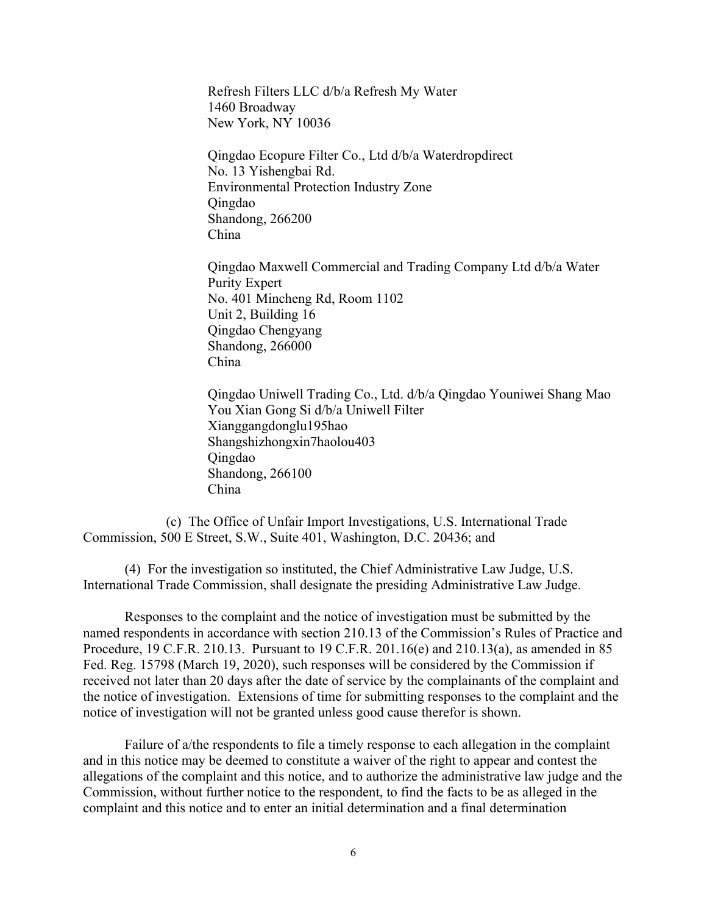Refresh Filters LLC d/b/a Refresh My Water
1460 Broadway
New York, NY 10036

Qingdao Ecopure Filter Co., Ltd d/b/a Waterdropdirect
No. 13 Yishengbai Rd.
Environmental Protection Industry Zone
Qingdao
Shandong, 266200
China

Qingdao Maxwell Commercial and Trading Company Ltd d/b/a Water Purity Expert
No. 401 Mincheng Rd, Room 1102
Unit 2, Building 16
Qingdao Chengyang
Shandong, 266000
China

Qingdao Uniwell Trading Co., Ltd. d/b/a Qingdao Youniwei Shang Mao You Xian Gong Si d/b/a Uniwell Filter
Xianggangdonglu195hao
Shangshizhongxin7haolou403
Qingdao
Shandong, 266100
China

(c) The Office of Unfair Import Investigations, U.S. International Trade Commission, 500 E Street, S.W., Suite 401, Washington, D.C. 20436; and

(4) For the investigation so instituted, the Chief Administrative Law Judge, U.S. International Trade Commission, shall designate the presiding Administrative Law Judge.

Responses to the complaint and the notice of investigation must be submitted by the named respondents in accordance with section 210.13 of the Commission's Rules of Practice and Procedure, 19 C.F.R. 210.13. Pursuant to 19 C.F.R. 201.16(e) and 210.13(a), as amended in 85 Fed. Reg. 15798 (March 19, 2020), such responses will be considered by the Commission if received not later than 20 days after the date of service by the complainants of the complaint and the notice of investigation. Extensions of time for submitting responses to the complaint and the notice of investigation will not be granted unless good cause therefor is shown.

Failure of a/the respondents to file a timely response to each allegation in the complaint and in this notice may be deemed to constitute a waiver of the right to appear and contest the allegations of the complaint and this notice, and to authorize the administrative law judge and the Commission, without further notice to the respondent, to find the facts to be as alleged in the complaint and this notice and to enter an initial determination and a final determination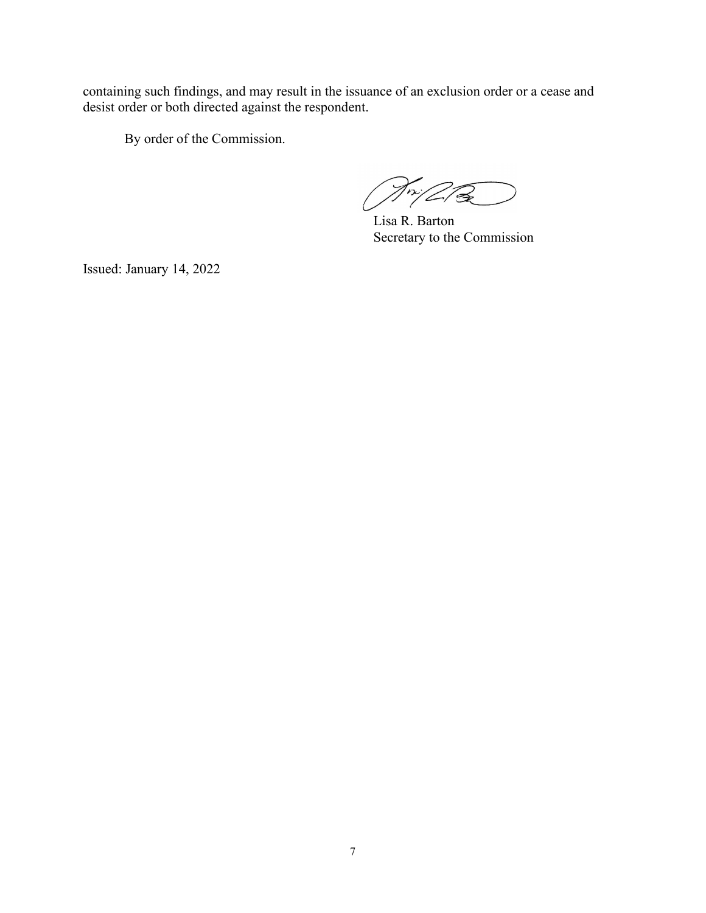containing such findings, and may result in the issuance of an exclusion order or a cease and desist order or both directed against the respondent.

By order of the Commission.

Lisa R. Barton
Secretary to the Commission

Issued: January 14, 2022